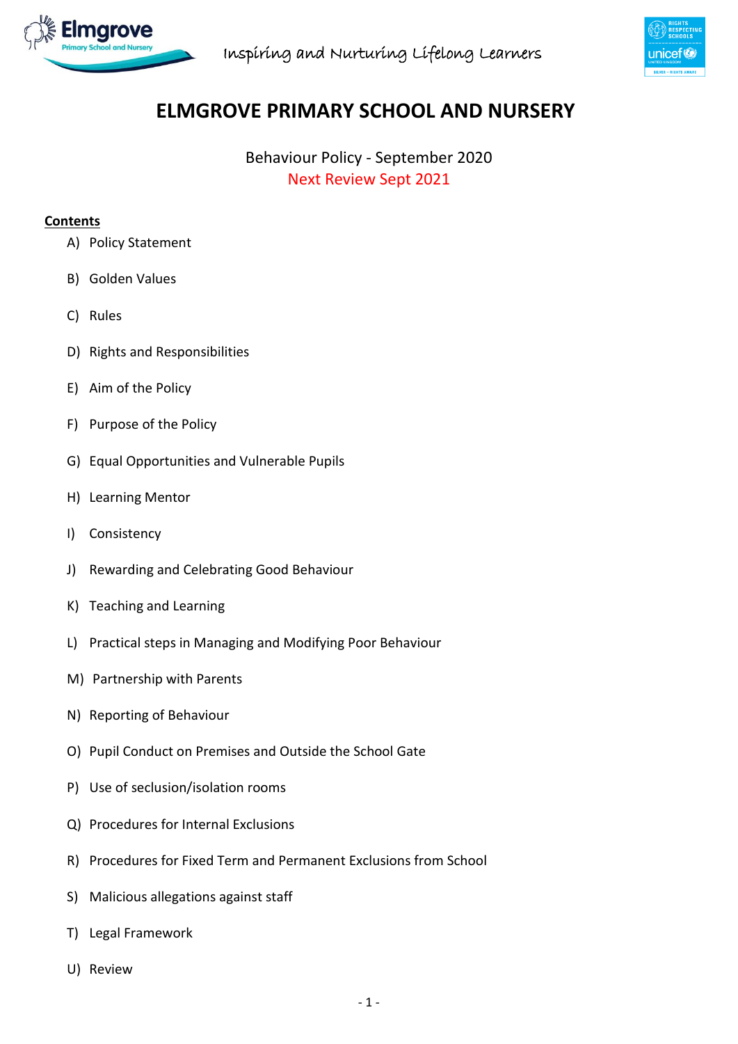Elmgrove Primary School and Nursery

Inspiring and Nurturing Lifelong Learners

# ELMGROVE PRIMARY SCHOOL AND NURSERY

Behaviour Policy - September 2020

Next Review Sept 2021

**Contents**

A) Policy Statement

B) Golden Values

C) Rules

D) Rights and Responsibilities

E) Aim of the Policy

F) Purpose of the Policy

G) Equal Opportunities and Vulnerable Pupils

H) Learning Mentor

I) Consistency

J) Rewarding and Celebrating Good Behaviour

K) Teaching and Learning

L) Practical steps in Managing and Modifying Poor Behaviour

M) Partnership with Parents

N) Reporting of Behaviour

O) Pupil Conduct on Premises and Outside the School Gate

P) Use of seclusion/isolation rooms

Q) Procedures for Internal Exclusions

R) Procedures for Fixed Term and Permanent Exclusions from School

S) Malicious allegations against staff

T) Legal Framework

U) Review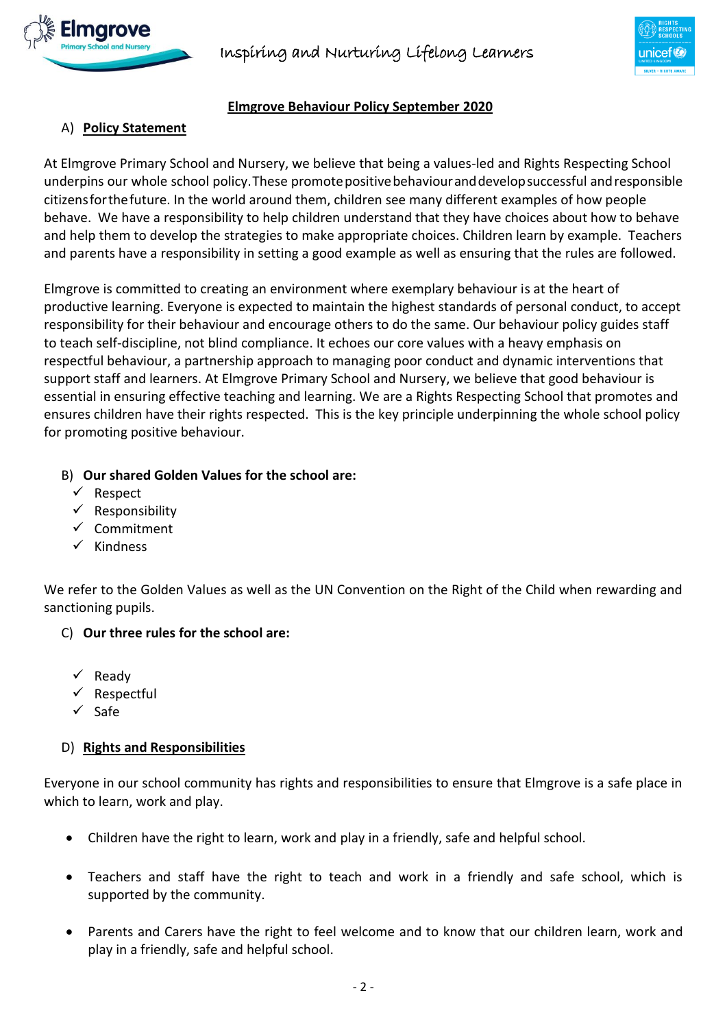## Elmgrove Behaviour Policy September 2020

### A) Policy Statement

At Elmgrove Primary School and Nursery, we believe that being a values-led and Rights Respecting School underpins our whole school policy. These promote positive behaviour and develop successful and responsible citizens for the future. In the world around them, children see many different examples of how people behave. We have a responsibility to help children understand that they have choices about how to behave and help them to develop the strategies to make appropriate choices. Children learn by example. Teachers and parents have a responsibility in setting a good example as well as ensuring that the rules are followed.

Elmgrove is committed to creating an environment where exemplary behaviour is at the heart of productive learning. Everyone is expected to maintain the highest standards of personal conduct, to accept responsibility for their behaviour and encourage others to do the same. Our behaviour policy guides staff to teach self-discipline, not blind compliance. It echoes our core values with a heavy emphasis on respectful behaviour, a partnership approach to managing poor conduct and dynamic interventions that support staff and learners. At Elmgrove Primary School and Nursery, we believe that good behaviour is essential in ensuring effective teaching and learning. We are a Rights Respecting School that promotes and ensures children have their rights respected. This is the key principle underpinning the whole school policy for promoting positive behaviour.

### B) Our shared Golden Values for the school are:

- ✓ Respect
- ✓ Responsibility
- ✓ Commitment
- ✓ Kindness

We refer to the Golden Values as well as the UN Convention on the Right of the Child when rewarding and sanctioning pupils.

### C) Our three rules for the school are:

- ✓ Ready
- ✓ Respectful
- ✓ Safe

### D) Rights and Responsibilities

Everyone in our school community has rights and responsibilities to ensure that Elmgrove is a safe place in which to learn, work and play.

- Children have the right to learn, work and play in a friendly, safe and helpful school.
- Teachers and staff have the right to teach and work in a friendly and safe school, which is supported by the community.
- Parents and Carers have the right to feel welcome and to know that our children learn, work and play in a friendly, safe and helpful school.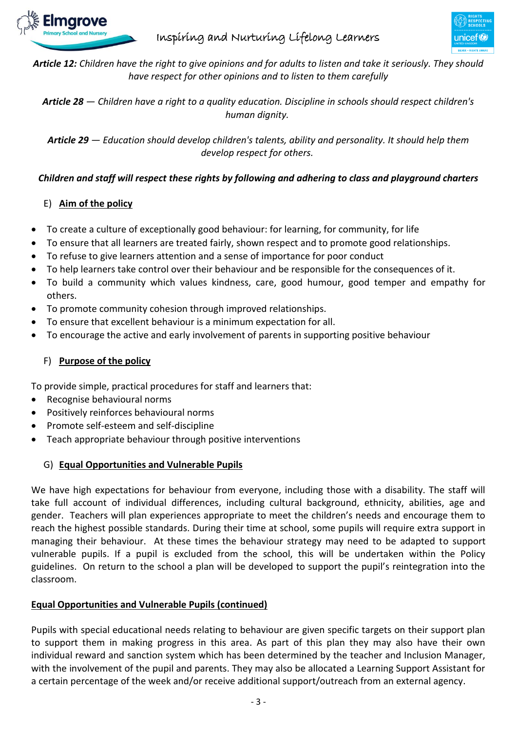***Article 12:*** *Children have the right to give opinions and for adults to listen and take it seriously. They should have respect for other opinions and to listen to them carefully*

***Article 28*** *— Children have a right to a quality education. Discipline in schools should respect children's human dignity.*

***Article 29*** *— Education should develop children's talents, ability and personality. It should help them develop respect for others.*

***Children and staff will respect these rights by following and adhering to class and playground charters***

## E) Aim of the policy

- To create a culture of exceptionally good behaviour: for learning, for community, for life
- To ensure that all learners are treated fairly, shown respect and to promote good relationships.
- To refuse to give learners attention and a sense of importance for poor conduct
- To help learners take control over their behaviour and be responsible for the consequences of it.
- To build a community which values kindness, care, good humour, good temper and empathy for others.
- To promote community cohesion through improved relationships.
- To ensure that excellent behaviour is a minimum expectation for all.
- To encourage the active and early involvement of parents in supporting positive behaviour

## F) Purpose of the policy

To provide simple, practical procedures for staff and learners that:

- Recognise behavioural norms
- Positively reinforces behavioural norms
- Promote self-esteem and self-discipline
- Teach appropriate behaviour through positive interventions

## G) Equal Opportunities and Vulnerable Pupils

We have high expectations for behaviour from everyone, including those with a disability. The staff will take full account of individual differences, including cultural background, ethnicity, abilities, age and gender. Teachers will plan experiences appropriate to meet the children's needs and encourage them to reach the highest possible standards. During their time at school, some pupils will require extra support in managing their behaviour. At these times the behaviour strategy may need to be adapted to support vulnerable pupils. If a pupil is excluded from the school, this will be undertaken within the Policy guidelines. On return to the school a plan will be developed to support the pupil's reintegration into the classroom.

## Equal Opportunities and Vulnerable Pupils (continued)

Pupils with special educational needs relating to behaviour are given specific targets on their support plan to support them in making progress in this area. As part of this plan they may also have their own individual reward and sanction system which has been determined by the teacher and Inclusion Manager, with the involvement of the pupil and parents. They may also be allocated a Learning Support Assistant for a certain percentage of the week and/or receive additional support/outreach from an external agency.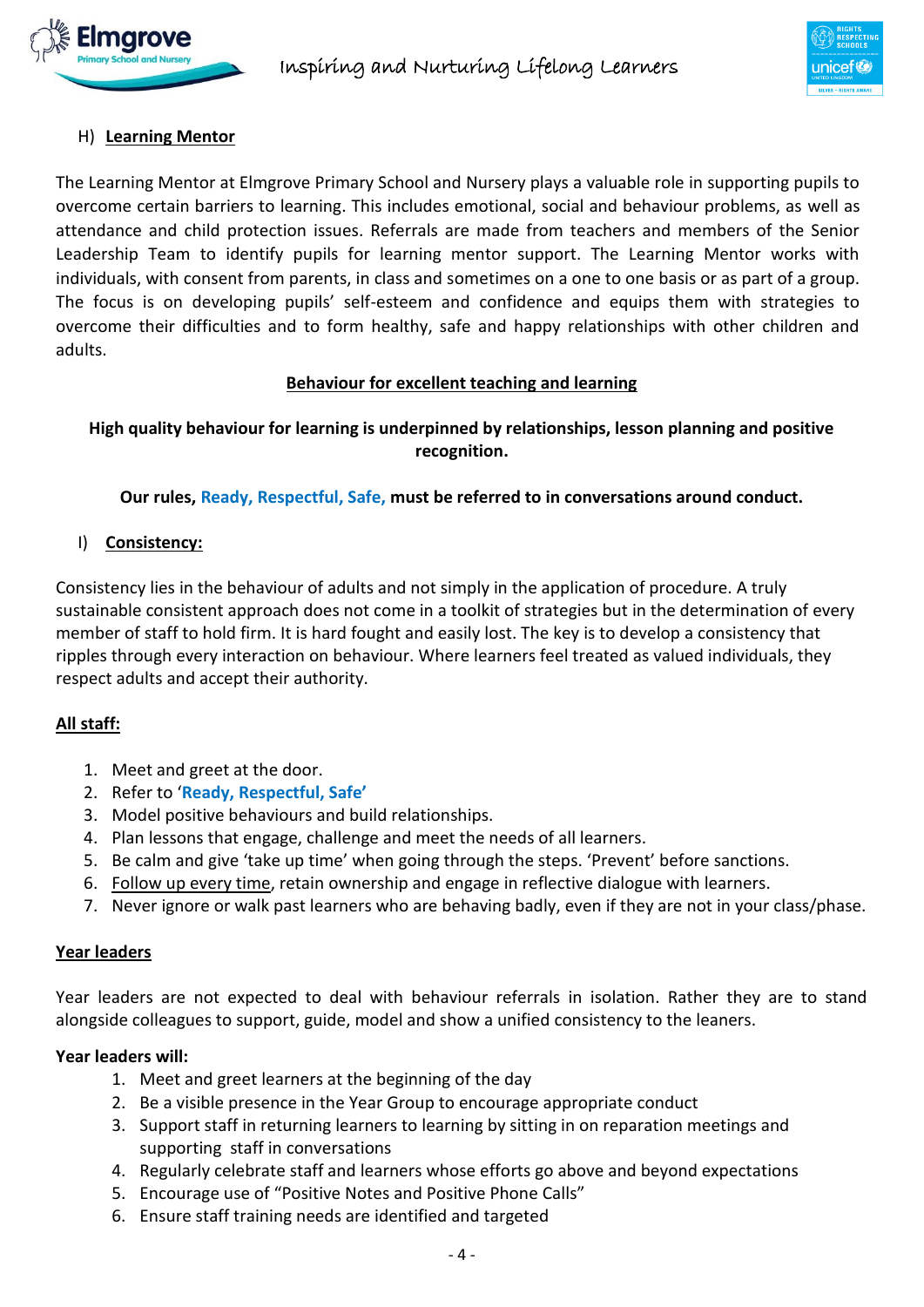H) **Learning Mentor**

The Learning Mentor at Elmgrove Primary School and Nursery plays a valuable role in supporting pupils to overcome certain barriers to learning. This includes emotional, social and behaviour problems, as well as attendance and child protection issues. Referrals are made from teachers and members of the Senior Leadership Team to identify pupils for learning mentor support. The Learning Mentor works with individuals, with consent from parents, in class and sometimes on a one to one basis or as part of a group. The focus is on developing pupils' self-esteem and confidence and equips them with strategies to overcome their difficulties and to form healthy, safe and happy relationships with other children and adults.

**Behaviour for excellent teaching and learning**

**High quality behaviour for learning is underpinned by relationships, lesson planning and positive recognition.**

**Our rules, Ready, Respectful, Safe, must be referred to in conversations around conduct.**

I) **Consistency:**

Consistency lies in the behaviour of adults and not simply in the application of procedure. A truly sustainable consistent approach does not come in a toolkit of strategies but in the determination of every member of staff to hold firm. It is hard fought and easily lost. The key is to develop a consistency that ripples through every interaction on behaviour. Where learners feel treated as valued individuals, they respect adults and accept their authority.

**All staff:**

1. Meet and greet at the door.
2. Refer to '**Ready, Respectful, Safe**'
3. Model positive behaviours and build relationships.
4. Plan lessons that engage, challenge and meet the needs of all learners.
5. Be calm and give 'take up time' when going through the steps. 'Prevent' before sanctions.
6. Follow up every time, retain ownership and engage in reflective dialogue with learners.
7. Never ignore or walk past learners who are behaving badly, even if they are not in your class/phase.

**Year leaders**

Year leaders are not expected to deal with behaviour referrals in isolation. Rather they are to stand alongside colleagues to support, guide, model and show a unified consistency to the leaners.

**Year leaders will:**

1. Meet and greet learners at the beginning of the day
2. Be a visible presence in the Year Group to encourage appropriate conduct
3. Support staff in returning learners to learning by sitting in on reparation meetings and supporting staff in conversations
4. Regularly celebrate staff and learners whose efforts go above and beyond expectations
5. Encourage use of "Positive Notes and Positive Phone Calls"
6. Ensure staff training needs are identified and targeted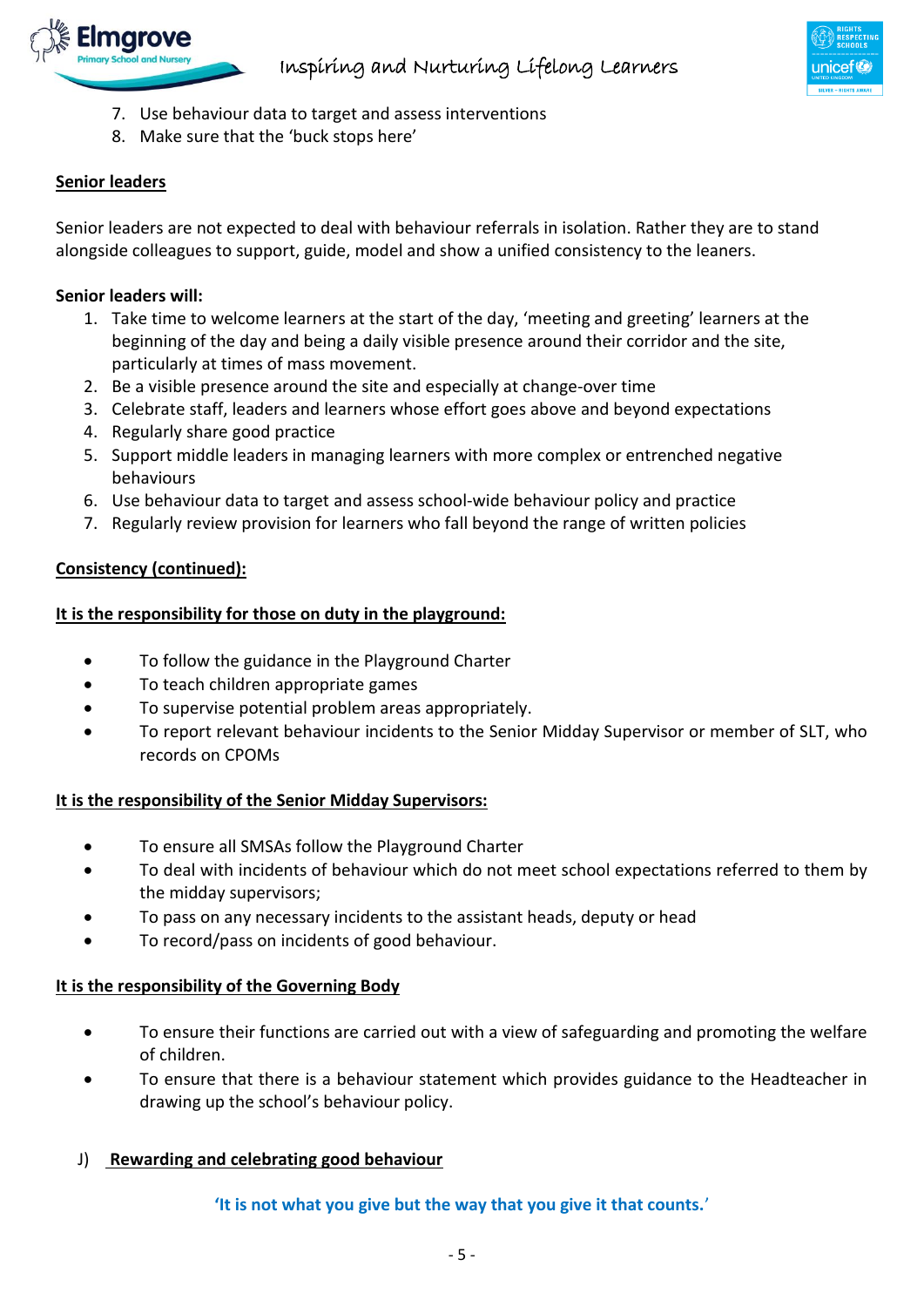7. Use behaviour data to target and assess interventions
8. Make sure that the 'buck stops here'

**Senior leaders**

Senior leaders are not expected to deal with behaviour referrals in isolation. Rather they are to stand alongside colleagues to support, guide, model and show a unified consistency to the leaners.

**Senior leaders will:**

1. Take time to welcome learners at the start of the day, 'meeting and greeting' learners at the beginning of the day and being a daily visible presence around their corridor and the site, particularly at times of mass movement.
2. Be a visible presence around the site and especially at change-over time
3. Celebrate staff, leaders and learners whose effort goes above and beyond expectations
4. Regularly share good practice
5. Support middle leaders in managing learners with more complex or entrenched negative behaviours
6. Use behaviour data to target and assess school-wide behaviour policy and practice
7. Regularly review provision for learners who fall beyond the range of written policies

**Consistency (continued):**

**It is the responsibility for those on duty in the playground:**

- To follow the guidance in the Playground Charter
- To teach children appropriate games
- To supervise potential problem areas appropriately.
- To report relevant behaviour incidents to the Senior Midday Supervisor or member of SLT, who records on CPOMs

**It is the responsibility of the Senior Midday Supervisors:**

- To ensure all SMSAs follow the Playground Charter
- To deal with incidents of behaviour which do not meet school expectations referred to them by the midday supervisors;
- To pass on any necessary incidents to the assistant heads, deputy or head
- To record/pass on incidents of good behaviour.

**It is the responsibility of the Governing Body**

- To ensure their functions are carried out with a view of safeguarding and promoting the welfare of children.
- To ensure that there is a behaviour statement which provides guidance to the Headteacher in drawing up the school's behaviour policy.

## J) Rewarding and celebrating good behaviour

**'It is not what you give but the way that you give it that counts.'**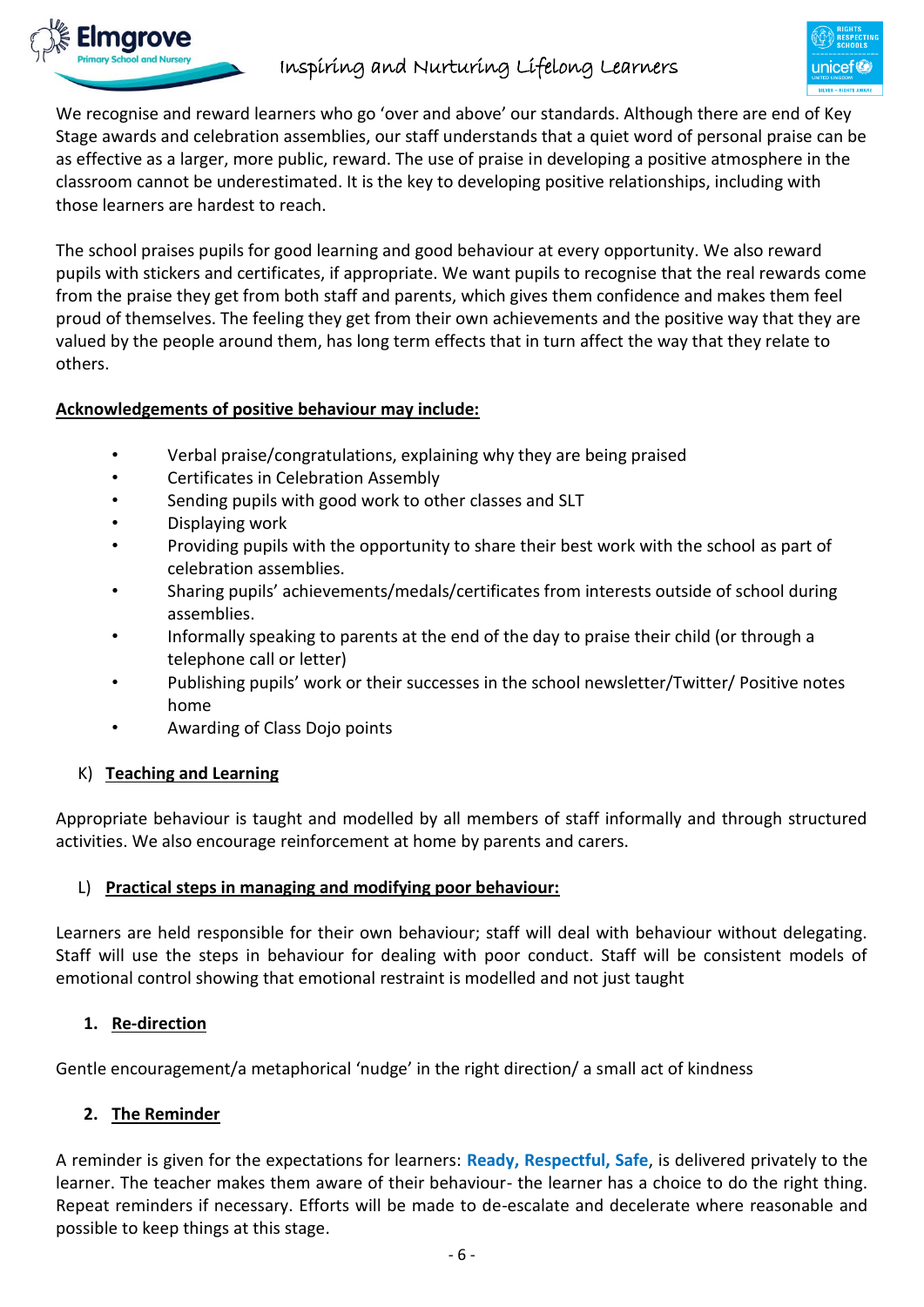We recognise and reward learners who go 'over and above' our standards. Although there are end of Key Stage awards and celebration assemblies, our staff understands that a quiet word of personal praise can be as effective as a larger, more public, reward. The use of praise in developing a positive atmosphere in the classroom cannot be underestimated. It is the key to developing positive relationships, including with those learners are hardest to reach.

The school praises pupils for good learning and good behaviour at every opportunity. We also reward pupils with stickers and certificates, if appropriate. We want pupils to recognise that the real rewards come from the praise they get from both staff and parents, which gives them confidence and makes them feel proud of themselves. The feeling they get from their own achievements and the positive way that they are valued by the people around them, has long term effects that in turn affect the way that they relate to others.

**Acknowledgements of positive behaviour may include:**

- Verbal praise/congratulations, explaining why they are being praised
- Certificates in Celebration Assembly
- Sending pupils with good work to other classes and SLT
- Displaying work
- Providing pupils with the opportunity to share their best work with the school as part of celebration assemblies.
- Sharing pupils' achievements/medals/certificates from interests outside of school during assemblies.
- Informally speaking to parents at the end of the day to praise their child (or through a telephone call or letter)
- Publishing pupils' work or their successes in the school newsletter/Twitter/ Positive notes home
- Awarding of Class Dojo points

## K) Teaching and Learning

Appropriate behaviour is taught and modelled by all members of staff informally and through structured activities. We also encourage reinforcement at home by parents and carers.

## L) Practical steps in managing and modifying poor behaviour:

Learners are held responsible for their own behaviour; staff will deal with behaviour without delegating. Staff will use the steps in behaviour for dealing with poor conduct. Staff will be consistent models of emotional control showing that emotional restraint is modelled and not just taught

### 1. Re-direction

Gentle encouragement/a metaphorical 'nudge' in the right direction/ a small act of kindness

### 2. The Reminder

A reminder is given for the expectations for learners: **Ready, Respectful, Safe**, is delivered privately to the learner. The teacher makes them aware of their behaviour- the learner has a choice to do the right thing. Repeat reminders if necessary. Efforts will be made to de-escalate and decelerate where reasonable and possible to keep things at this stage.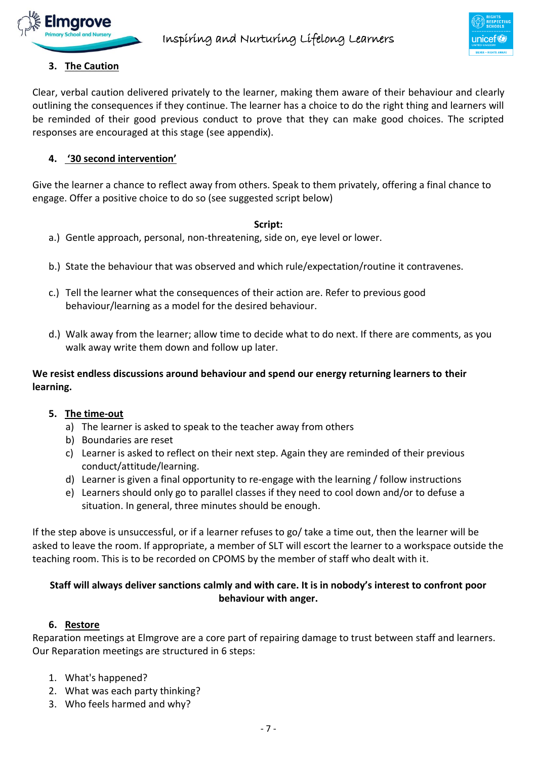### 3. The Caution

Clear, verbal caution delivered privately to the learner, making them aware of their behaviour and clearly outlining the consequences if they continue. The learner has a choice to do the right thing and learners will be reminded of their good previous conduct to prove that they can make good choices. The scripted responses are encouraged at this stage (see appendix).

### 4. '30 second intervention'

Give the learner a chance to reflect away from others. Speak to them privately, offering a final chance to engage. Offer a positive choice to do so (see suggested script below)

**Script:**

a.) Gentle approach, personal, non-threatening, side on, eye level or lower.

b.) State the behaviour that was observed and which rule/expectation/routine it contravenes.

c.) Tell the learner what the consequences of their action are. Refer to previous good behaviour/learning as a model for the desired behaviour.

d.) Walk away from the learner; allow time to decide what to do next. If there are comments, as you walk away write them down and follow up later.

**We resist endless discussions around behaviour and spend our energy returning learners to their learning.**

### 5. The time-out

a) The learner is asked to speak to the teacher away from others
b) Boundaries are reset
c) Learner is asked to reflect on their next step. Again they are reminded of their previous conduct/attitude/learning.
d) Learner is given a final opportunity to re-engage with the learning / follow instructions
e) Learners should only go to parallel classes if they need to cool down and/or to defuse a situation. In general, three minutes should be enough.

If the step above is unsuccessful, or if a learner refuses to go/ take a time out, then the learner will be asked to leave the room. If appropriate, a member of SLT will escort the learner to a workspace outside the teaching room. This is to be recorded on CPOMS by the member of staff who dealt with it.

**Staff will always deliver sanctions calmly and with care. It is in nobody's interest to confront poor behaviour with anger.**

### 6. Restore

Reparation meetings at Elmgrove are a core part of repairing damage to trust between staff and learners. Our Reparation meetings are structured in 6 steps:

1. What's happened?
2. What was each party thinking?
3. Who feels harmed and why?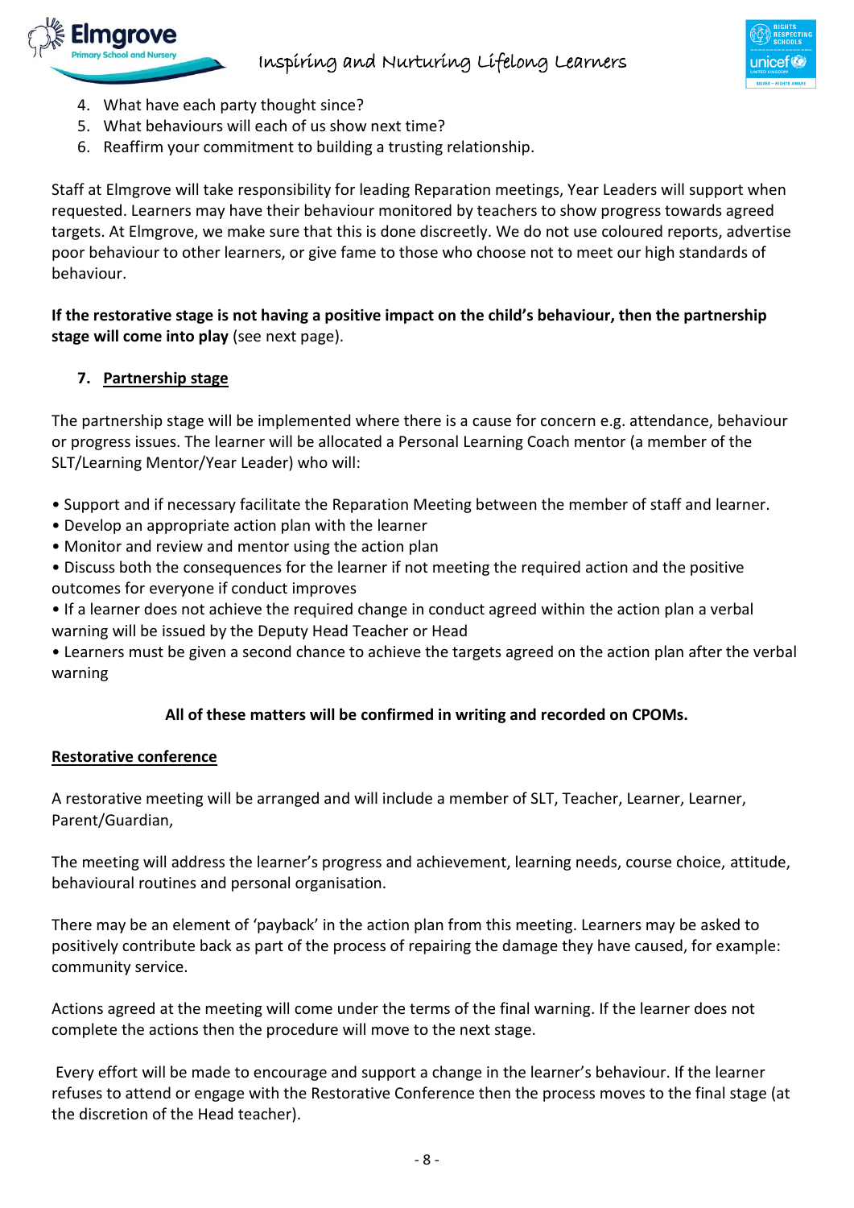4. What have each party thought since?
5. What behaviours will each of us show next time?
6. Reaffirm your commitment to building a trusting relationship.

Staff at Elmgrove will take responsibility for leading Reparation meetings, Year Leaders will support when requested. Learners may have their behaviour monitored by teachers to show progress towards agreed targets. At Elmgrove, we make sure that this is done discreetly. We do not use coloured reports, advertise poor behaviour to other learners, or give fame to those who choose not to meet our high standards of behaviour.

**If the restorative stage is not having a positive impact on the child's behaviour, then the partnership stage will come into play** (see next page).

### 7. <u>Partnership stage</u>

The partnership stage will be implemented where there is a cause for concern e.g. attendance, behaviour or progress issues. The learner will be allocated a Personal Learning Coach mentor (a member of the SLT/Learning Mentor/Year Leader) who will:

- Support and if necessary facilitate the Reparation Meeting between the member of staff and learner.
- Develop an appropriate action plan with the learner
- Monitor and review and mentor using the action plan
- Discuss both the consequences for the learner if not meeting the required action and the positive outcomes for everyone if conduct improves
- If a learner does not achieve the required change in conduct agreed within the action plan a verbal warning will be issued by the Deputy Head Teacher or Head
- Learners must be given a second chance to achieve the targets agreed on the action plan after the verbal warning

**All of these matters will be confirmed in writing and recorded on CPOMs.**

#### <u>Restorative conference</u>

A restorative meeting will be arranged and will include a member of SLT, Teacher, Learner, Learner, Parent/Guardian,

The meeting will address the learner's progress and achievement, learning needs, course choice, attitude, behavioural routines and personal organisation.

There may be an element of 'payback' in the action plan from this meeting. Learners may be asked to positively contribute back as part of the process of repairing the damage they have caused, for example: community service.

Actions agreed at the meeting will come under the terms of the final warning. If the learner does not complete the actions then the procedure will move to the next stage.

Every effort will be made to encourage and support a change in the learner's behaviour. If the learner refuses to attend or engage with the Restorative Conference then the process moves to the final stage (at the discretion of the Head teacher).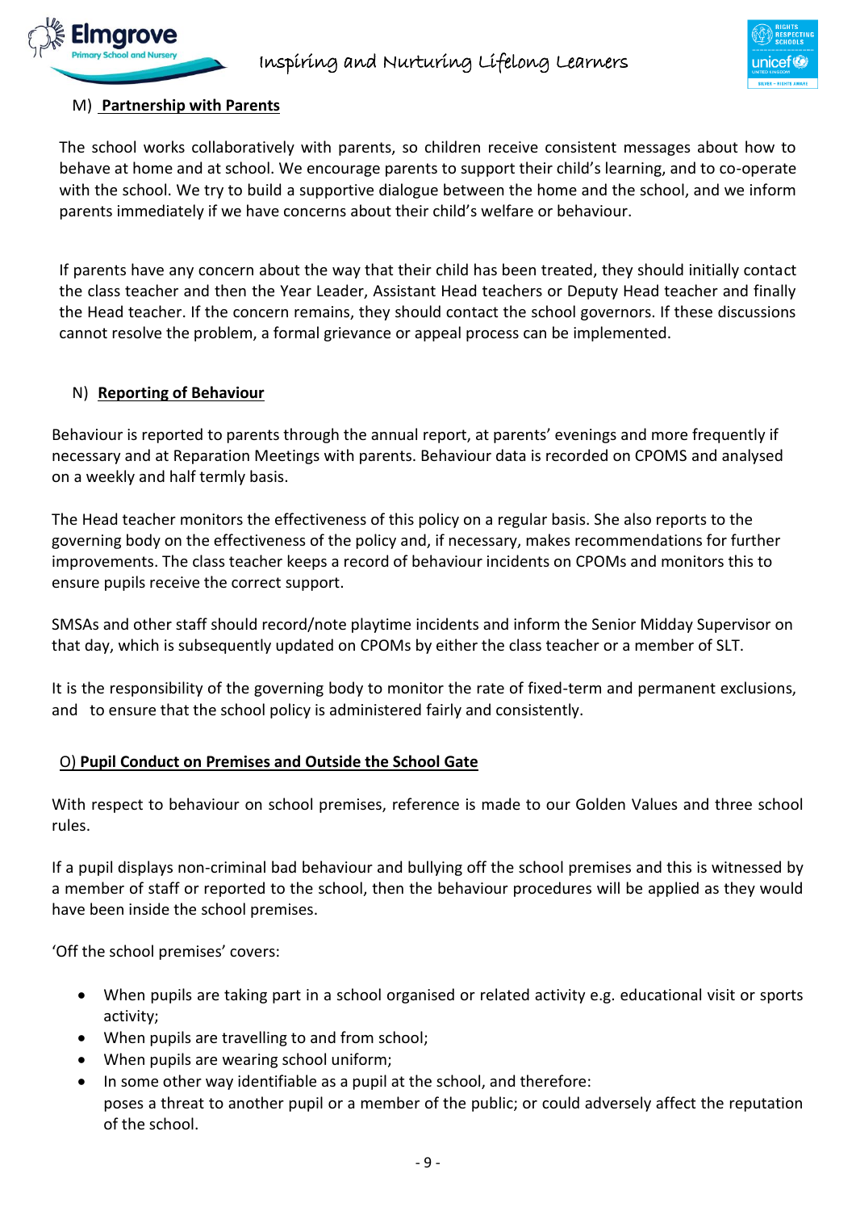## M) Partnership with Parents

The school works collaboratively with parents, so children receive consistent messages about how to behave at home and at school. We encourage parents to support their child's learning, and to co-operate with the school. We try to build a supportive dialogue between the home and the school, and we inform parents immediately if we have concerns about their child's welfare or behaviour.

If parents have any concern about the way that their child has been treated, they should initially contact the class teacher and then the Year Leader, Assistant Head teachers or Deputy Head teacher and finally the Head teacher. If the concern remains, they should contact the school governors. If these discussions cannot resolve the problem, a formal grievance or appeal process can be implemented.

## N) Reporting of Behaviour

Behaviour is reported to parents through the annual report, at parents' evenings and more frequently if necessary and at Reparation Meetings with parents. Behaviour data is recorded on CPOMS and analysed on a weekly and half termly basis.

The Head teacher monitors the effectiveness of this policy on a regular basis. She also reports to the governing body on the effectiveness of the policy and, if necessary, makes recommendations for further improvements. The class teacher keeps a record of behaviour incidents on CPOMs and monitors this to ensure pupils receive the correct support.

SMSAs and other staff should record/note playtime incidents and inform the Senior Midday Supervisor on that day, which is subsequently updated on CPOMs by either the class teacher or a member of SLT.

It is the responsibility of the governing body to monitor the rate of fixed-term and permanent exclusions, and to ensure that the school policy is administered fairly and consistently.

## O) Pupil Conduct on Premises and Outside the School Gate

With respect to behaviour on school premises, reference is made to our Golden Values and three school rules.

If a pupil displays non-criminal bad behaviour and bullying off the school premises and this is witnessed by a member of staff or reported to the school, then the behaviour procedures will be applied as they would have been inside the school premises.

'Off the school premises' covers:

- When pupils are taking part in a school organised or related activity e.g. educational visit or sports activity;
- When pupils are travelling to and from school;
- When pupils are wearing school uniform;
- In some other way identifiable as a pupil at the school, and therefore:
  poses a threat to another pupil or a member of the public; or could adversely affect the reputation of the school.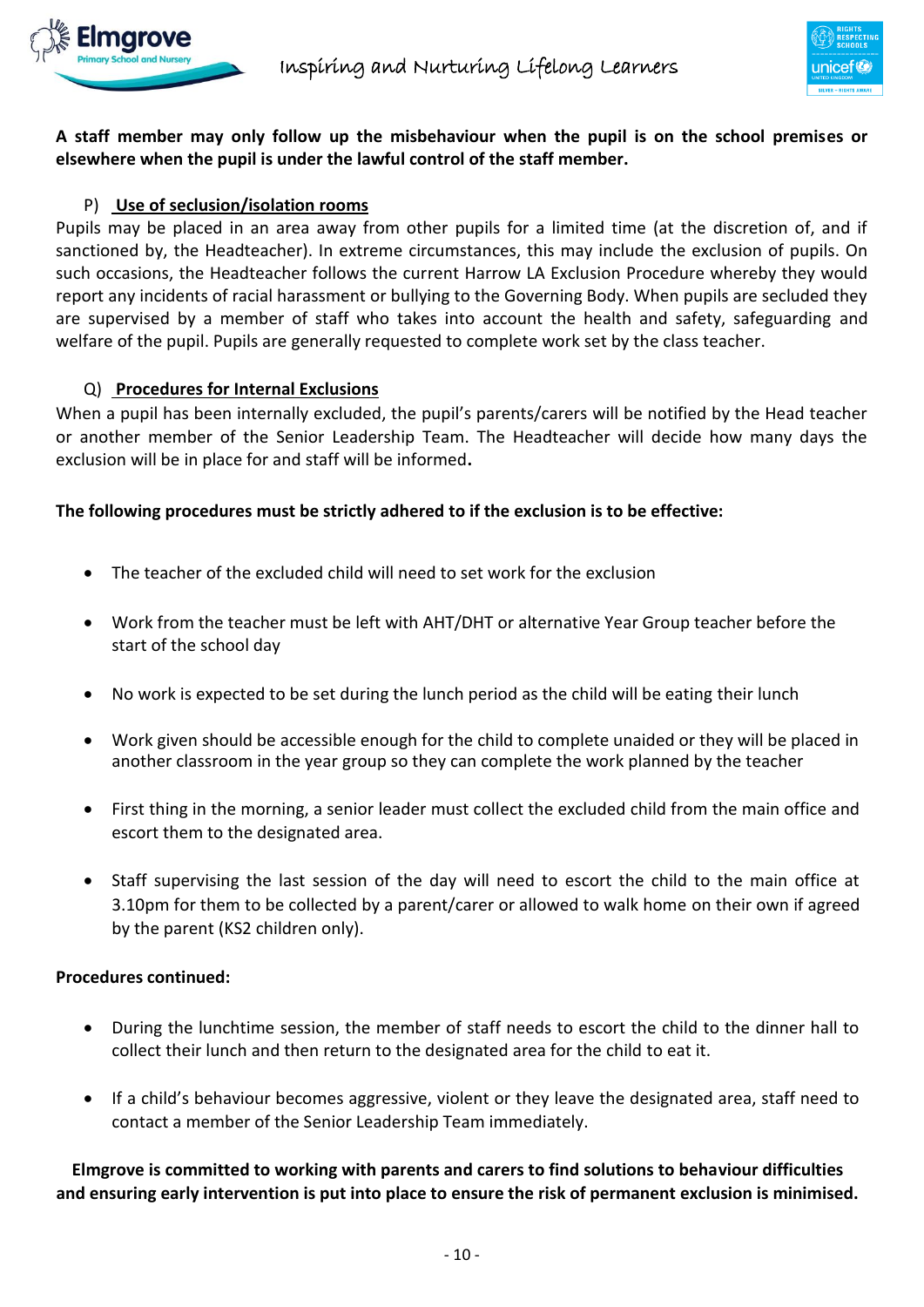**A staff member may only follow up the misbehaviour when the pupil is on the school premises or elsewhere when the pupil is under the lawful control of the staff member.**

P) **Use of seclusion/isolation rooms**

Pupils may be placed in an area away from other pupils for a limited time (at the discretion of, and if sanctioned by, the Headteacher). In extreme circumstances, this may include the exclusion of pupils. On such occasions, the Headteacher follows the current Harrow LA Exclusion Procedure whereby they would report any incidents of racial harassment or bullying to the Governing Body. When pupils are secluded they are supervised by a member of staff who takes into account the health and safety, safeguarding and welfare of the pupil. Pupils are generally requested to complete work set by the class teacher.

Q) **Procedures for Internal Exclusions**

When a pupil has been internally excluded, the pupil's parents/carers will be notified by the Head teacher or another member of the Senior Leadership Team. The Headteacher will decide how many days the exclusion will be in place for and staff will be informed**.**

**The following procedures must be strictly adhered to if the exclusion is to be effective:**

- The teacher of the excluded child will need to set work for the exclusion
- Work from the teacher must be left with AHT/DHT or alternative Year Group teacher before the start of the school day
- No work is expected to be set during the lunch period as the child will be eating their lunch
- Work given should be accessible enough for the child to complete unaided or they will be placed in another classroom in the year group so they can complete the work planned by the teacher
- First thing in the morning, a senior leader must collect the excluded child from the main office and escort them to the designated area.
- Staff supervising the last session of the day will need to escort the child to the main office at 3.10pm for them to be collected by a parent/carer or allowed to walk home on their own if agreed by the parent (KS2 children only).

**Procedures continued:**

- During the lunchtime session, the member of staff needs to escort the child to the dinner hall to collect their lunch and then return to the designated area for the child to eat it.
- If a child's behaviour becomes aggressive, violent or they leave the designated area, staff need to contact a member of the Senior Leadership Team immediately.

**Elmgrove is committed to working with parents and carers to find solutions to behaviour difficulties and ensuring early intervention is put into place to ensure the risk of permanent exclusion is minimised.**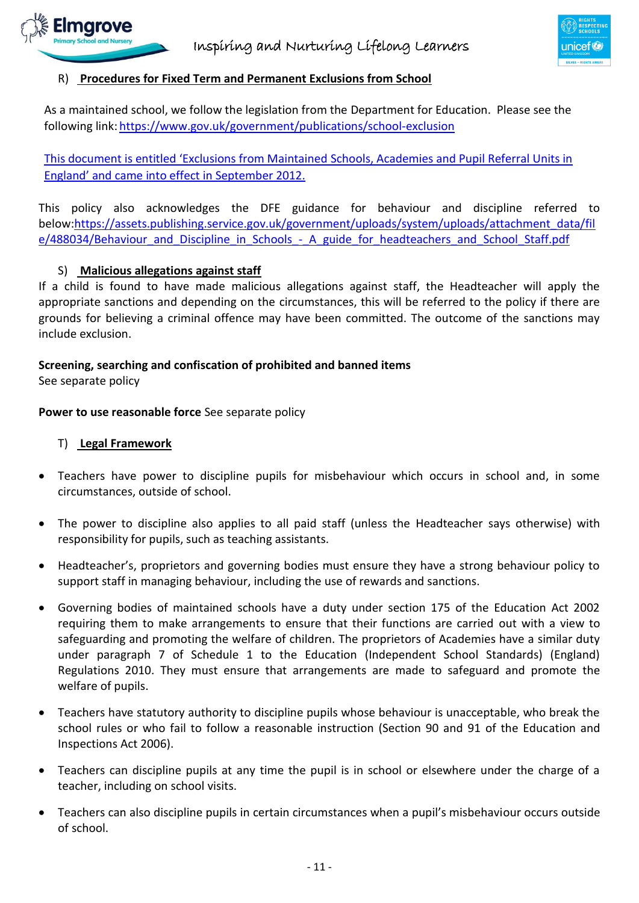## R) Procedures for Fixed Term and Permanent Exclusions from School

As a maintained school, we follow the legislation from the Department for Education. Please see the following link: https://www.gov.uk/government/publications/school-exclusion

This document is entitled 'Exclusions from Maintained Schools, Academies and Pupil Referral Units in England' and came into effect in September 2012.

This policy also acknowledges the DFE guidance for behaviour and discipline referred to below:https://assets.publishing.service.gov.uk/government/uploads/system/uploads/attachment_data/file/488034/Behaviour_and_Discipline_in_Schools_-_A_guide_for_headteachers_and_School_Staff.pdf

## S) Malicious allegations against staff

If a child is found to have made malicious allegations against staff, the Headteacher will apply the appropriate sanctions and depending on the circumstances, this will be referred to the policy if there are grounds for believing a criminal offence may have been committed. The outcome of the sanctions may include exclusion.

**Screening, searching and confiscation of prohibited and banned items**
See separate policy

**Power to use reasonable force** See separate policy

## T) Legal Framework

- Teachers have power to discipline pupils for misbehaviour which occurs in school and, in some circumstances, outside of school.
- The power to discipline also applies to all paid staff (unless the Headteacher says otherwise) with responsibility for pupils, such as teaching assistants.
- Headteacher's, proprietors and governing bodies must ensure they have a strong behaviour policy to support staff in managing behaviour, including the use of rewards and sanctions.
- Governing bodies of maintained schools have a duty under section 175 of the Education Act 2002 requiring them to make arrangements to ensure that their functions are carried out with a view to safeguarding and promoting the welfare of children. The proprietors of Academies have a similar duty under paragraph 7 of Schedule 1 to the Education (Independent School Standards) (England) Regulations 2010. They must ensure that arrangements are made to safeguard and promote the welfare of pupils.
- Teachers have statutory authority to discipline pupils whose behaviour is unacceptable, who break the school rules or who fail to follow a reasonable instruction (Section 90 and 91 of the Education and Inspections Act 2006).
- Teachers can discipline pupils at any time the pupil is in school or elsewhere under the charge of a teacher, including on school visits.
- Teachers can also discipline pupils in certain circumstances when a pupil's misbehaviour occurs outside of school.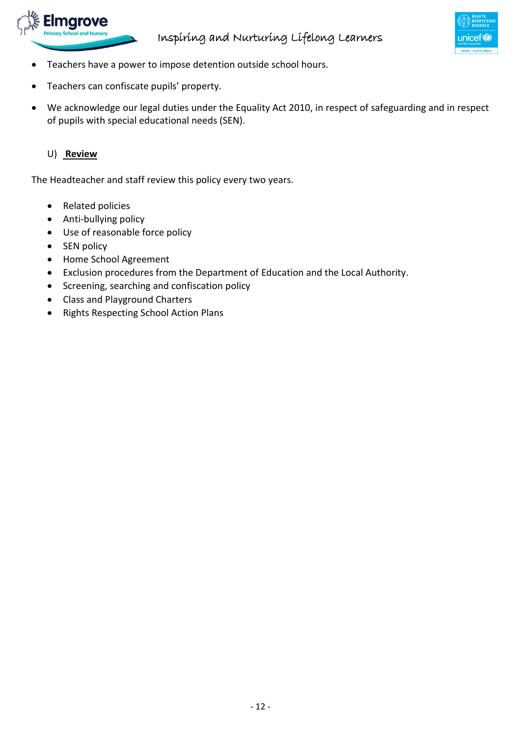- Teachers have a power to impose detention outside school hours.
- Teachers can confiscate pupils' property.
- We acknowledge our legal duties under the Equality Act 2010, in respect of safeguarding and in respect of pupils with special educational needs (SEN).

## U) **Review**

The Headteacher and staff review this policy every two years.

- Related policies
- Anti-bullying policy
- Use of reasonable force policy
- SEN policy
- Home School Agreement
- Exclusion procedures from the Department of Education and the Local Authority.
- Screening, searching and confiscation policy
- Class and Playground Charters
- Rights Respecting School Action Plans